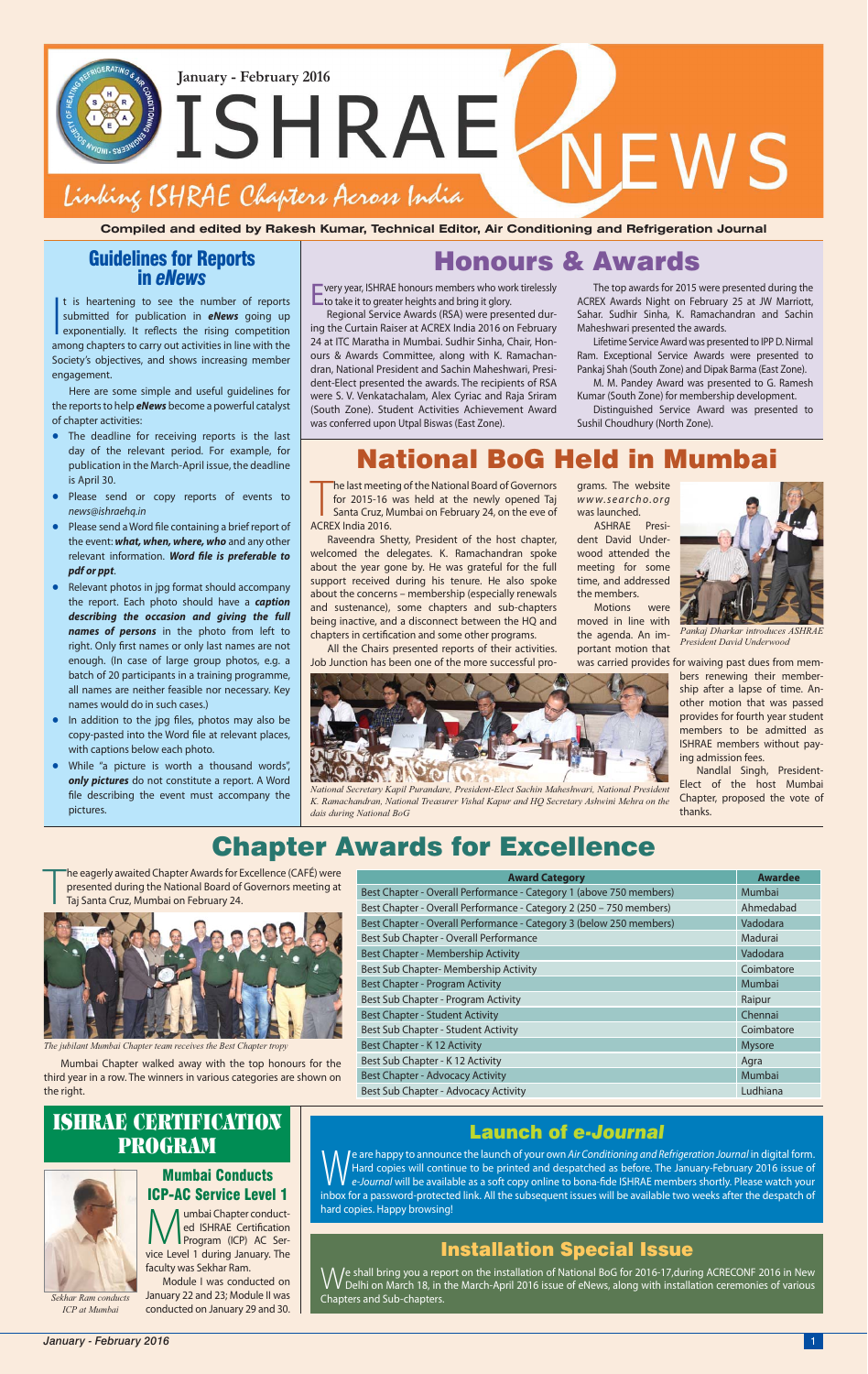# ISHRAE eNEWS

January - February 2016

*Linking ISHRAE Chapters Across India*

**Compiled and edited by Rakesh Kumar, Technical Editor, Air Conditioning and Refrigeration Journal**

## Guidelines for Reports in *eNews*

It is heartening to see the number of reports submitted for publication in ***eNews*** going up exponentially. It reflects the rising competition among chapters to carry out activities in line with the Society's objectives, and shows increasing member engagement.

Here are some simple and useful guidelines for the reports to help ***eNews*** become a powerful catalyst of chapter activities:

- The deadline for receiving reports is the last day of the relevant period. For example, for publication in the March-April issue, the deadline is April 30.
- Please send or copy reports of events to *news@ishraehq.in*
- Please send a Word file containing a brief report of the event: ***what, when, where, who*** and any other relevant information. ***Word file is preferable to pdf or ppt***.
- Relevant photos in jpg format should accompany the report. Each photo should have a ***caption describing the occasion and giving the full names of persons*** in the photo from left to right. Only first names or only last names are not enough. (In case of large group photos, e.g. a batch of 20 participants in a training programme, all names are neither feasible nor necessary. Key names would do in such cases.)
- In addition to the jpg files, photos may also be copy-pasted into the Word file at relevant places, with captions below each photo.
- While "a picture is worth a thousand words", ***only pictures*** do not constitute a report. A Word file describing the event must accompany the pictures.

## Honours & Awards

Every year, ISHRAE honours members who work tirelessly to take it to greater heights and bring it glory.

Regional Service Awards (RSA) were presented during the Curtain Raiser at ACREX India 2016 on February 24 at ITC Maratha in Mumbai. Sudhir Sinha, Chair, Honours & Awards Committee, along with K. Ramachandran, National President and Sachin Maheshwari, President-Elect presented the awards. The recipients of RSA were S. V. Venkatachalam, Alex Cyriac and Raja Sriram (South Zone). Student Activities Achievement Award was conferred upon Utpal Biswas (East Zone).

The top awards for 2015 were presented during the ACREX Awards Night on February 25 at JW Marriott, Sahar. Sudhir Sinha, K. Ramachandran and Sachin Maheshwari presented the awards.

Lifetime Service Award was presented to IPP D. Nirmal Ram. Exceptional Service Awards were presented to Pankaj Shah (South Zone) and Dipak Barma (East Zone).

M. M. Pandey Award was presented to G. Ramesh Kumar (South Zone) for membership development.

Distinguished Service Award was presented to Sushil Choudhury (North Zone).

## National BoG Held in Mumbai

The last meeting of the National Board of Governors for 2015-16 was held at the newly opened Taj Santa Cruz, Mumbai on February 24, on the eve of ACREX India 2016.

Raveendra Shetty, President of the host chapter, welcomed the delegates. K. Ramachandran spoke about the year gone by. He was grateful for the full support received during his tenure. He also spoke about the concerns – membership (especially renewals and sustenance), some chapters and sub-chapters being inactive, and a disconnect between the HQ and chapters in certification and some other programs.

All the Chairs presented reports of their activities. Job Junction has been one of the more successful programs. The website *www.searcho.org* was launched.

ASHRAE President David Underwood attended the meeting for some time, and addressed the members.

*Pankaj Dharkar introduces ASHRAE President David Underwood*

Motions were moved in line with the agenda. An important motion that was carried provides for waiving past dues from members renewing their membership after a lapse of time. Another motion that was passed provides for fourth year student members to be admitted as ISHRAE members without paying admission fees.

Nandlal Singh, President-Elect of the host Mumbai Chapter, proposed the vote of thanks.

*National Secretary Kapil Purandare, President-Elect Sachin Maheshwari, National President K. Ramachandran, National Treasurer Vishal Kapur and HQ Secretary Ashwini Mehra on the dais during National BoG*

## Chapter Awards for Excellence

The eagerly awaited Chapter Awards for Excellence (CAFÉ) were presented during the National Board of Governors meeting at Taj Santa Cruz, Mumbai on February 24.

*The jubilant Mumbai Chapter team receives the Best Chapter tropy*

Mumbai Chapter walked away with the top honours for the third year in a row. The winners in various categories are shown on the right.

| Award Category | Awardee |
|---|---|
| Best Chapter - Overall Performance - Category 1 (above 750 members) | Mumbai |
| Best Chapter - Overall Performance - Category 2 (250 – 750 members) | Ahmedabad |
| Best Chapter - Overall Performance - Category 3 (below 250 members) | Vadodara |
| Best Sub Chapter - Overall Performance | Madurai |
| Best Chapter - Membership Activity | Vadodara |
| Best Sub Chapter- Membership Activity | Coimbatore |
| Best Chapter - Program Activity | Mumbai |
| Best Sub Chapter - Program Activity | Raipur |
| Best Chapter - Student Activity | Chennai |
| Best Sub Chapter - Student Activity | Coimbatore |
| Best Chapter - K 12 Activity | Mysore |
| Best Sub Chapter - K 12 Activity | Agra |
| Best Chapter - Advocacy Activity | Mumbai |
| Best Sub Chapter - Advocacy Activity | Ludhiana |

## ISHRAE CERTIFICATION PROGRAM

### Mumbai Conducts ICP-AC Service Level 1

*Sekhar Ram conducts ICP at Mumbai*

Mumbai Chapter conducted ISHRAE Certification Program (ICP) AC Service Level 1 during January. The faculty was Sekhar Ram.

Module I was conducted on January 22 and 23; Module II was conducted on January 29 and 30.

## Launch of *e-Journal*

We are happy to announce the launch of your own *Air Conditioning and Refrigeration Journal* in digital form. Hard copies will continue to be printed and despatched as before. The January-February 2016 issue of *e-Journal* will be available as a soft copy online to bona-fide ISHRAE members shortly. Please watch your inbox for a password-protected link. All the subsequent issues will be available two weeks after the despatch of hard copies. Happy browsing!

## Installation Special Issue

We shall bring you a report on the installation of National BoG for 2016-17,during ACRECONF 2016 in New Delhi on March 18, in the March-April 2016 issue of eNews, along with installation ceremonies of various Chapters and Sub-chapters.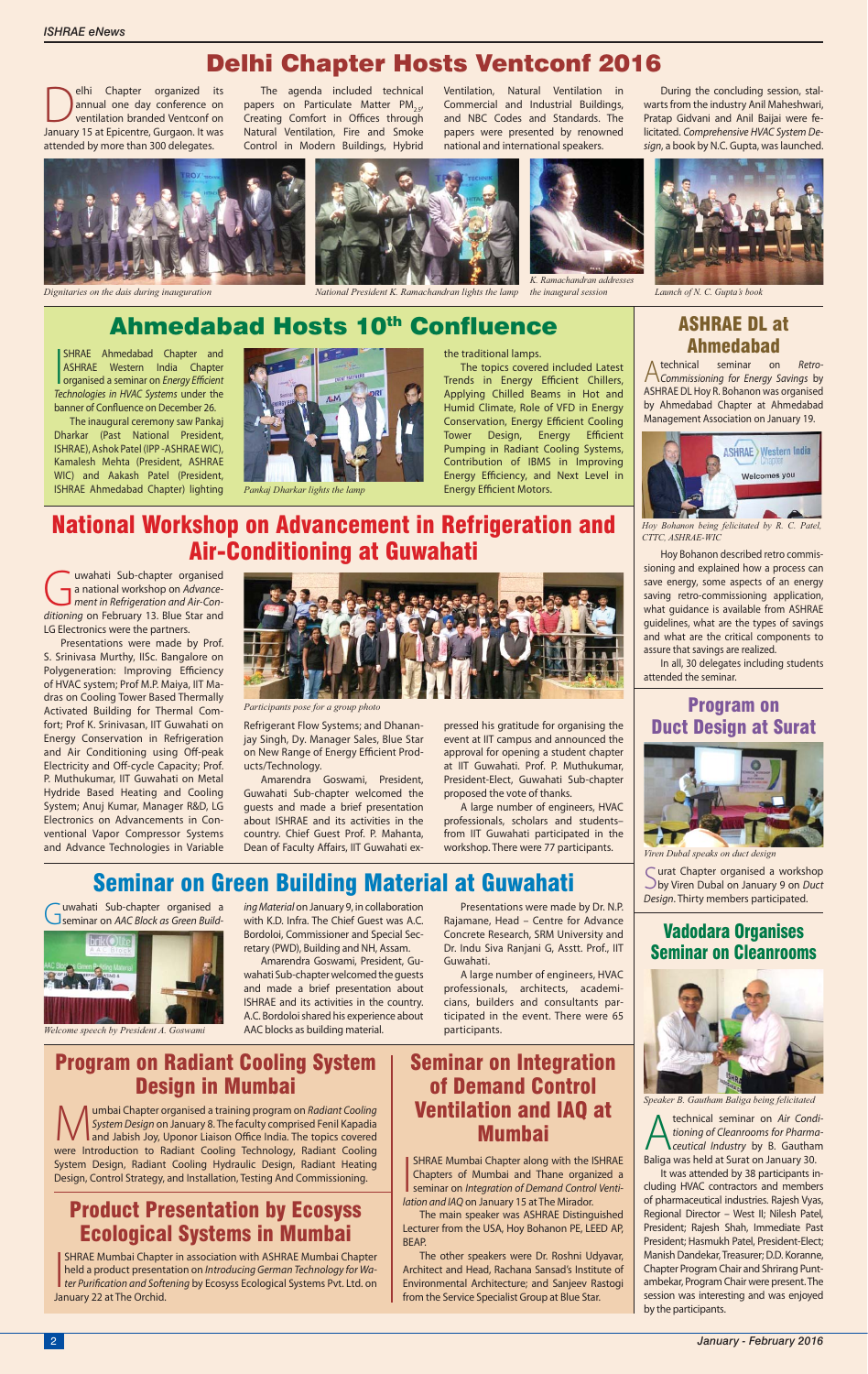# Delhi Chapter Hosts Ventconf 2016

Delhi Chapter organized its annual one day conference on ventilation branded Ventconf on January 15 at Epicentre, Gurgaon. It was attended by more than 300 delegates.

The agenda included technical papers on Particulate Matter $PM_{2.5}$, Creating Comfort in Offices through Natural Ventilation, Fire and Smoke Control in Modern Buildings, Hybrid Ventilation, Natural Ventilation in Commercial and Industrial Buildings, and NBC Codes and Standards. The papers were presented by renowned national and international speakers.

During the concluding session, stalwarts from the industry Anil Maheshwari, Pratap Gidvani and Anil Baijai were felicitated. *Comprehensive HVAC System Design*, a book by N.C. Gupta, was launched.

*Dignitaries on the dais during inauguration*

*National President K. Ramachandran lights the lamp*

*K. Ramachandran addresses the inaugural session*

*Launch of N. C. Gupta's book*

# Ahmedabad Hosts 10th Confluence

ISHRAE Ahmedabad Chapter and ASHRAE Western India Chapter organised a seminar on *Energy Efficient Technologies in HVAC Systems* under the banner of Confluence on December 26.

The inaugural ceremony saw Pankaj Dharkar (Past National President, ISHRAE), Ashok Patel (IPP -ASHRAE WIC), Kamalesh Mehta (President, ASHRAE WIC) and Aakash Patel (President, ISHRAE Ahmedabad Chapter) lighting the traditional lamps.

*Pankaj Dharkar lights the lamp*

The topics covered included Latest Trends in Energy Efficient Chillers, Applying Chilled Beams in Hot and Humid Climate, Role of VFD in Energy Conservation, Energy Efficient Cooling Tower Design, Energy Efficient Pumping in Radiant Cooling Systems, Contribution of IBMS in Improving Energy Efficiency, and Next Level in Energy Efficient Motors.

# ASHRAE DL at Ahmedabad

A technical seminar on *Retro-Commissioning for Energy Savings* by ASHRAE DL Hoy R. Bohanon was organised by Ahmedabad Chapter at Ahmedabad Management Association on January 19.

*Hoy Bohanon being felicitated by R. C. Patel, CTTC, ASHRAE-WIC*

Hoy Bohanon described retro commissioning and explained how a process can save energy, some aspects of an energy saving retro-commissioning application, what guidance is available from ASHRAE guidelines, what are the types of savings and what are the critical components to assure that savings are realized.

In all, 30 delegates including students attended the seminar.

# National Workshop on Advancement in Refrigeration and Air-Conditioning at Guwahati

Guwahati Sub-chapter organised a national workshop on *Advancement in Refrigeration and Air-Conditioning* on February 13. Blue Star and LG Electronics were the partners.

Presentations were made by Prof. S. Srinivasa Murthy, IISc. Bangalore on Polygeneration: Improving Efficiency of HVAC system; Prof M.P. Maiya, IIT Madras on Cooling Tower Based Thermally Activated Building for Thermal Comfort; Prof K. Srinivasan, IIT Guwahati on Energy Conservation in Refrigeration and Air Conditioning using Off-peak Electricity and Off-cycle Capacity; Prof. P. Muthukumar, IIT Guwahati on Metal Hydride Based Heating and Cooling System; Anuj Kumar, Manager R&D, LG Electronics on Advancements in Conventional Vapor Compressor Systems and Advance Technologies in Variable Refrigerant Flow Systems; and Dhananjay Singh, Dy. Manager Sales, Blue Star on New Range of Energy Efficient Products/Technology.

*Participants pose for a group photo*

Amarendra Goswami, President, Guwahati Sub-chapter welcomed the guests and made a brief presentation about ISHRAE and its activities in the country. Chief Guest Prof. P. Mahanta, Dean of Faculty Affairs, IIT Guwahati expressed his gratitude for organising the event at IIT campus and announced the approval for opening a student chapter at IIT Guwahati. Prof. P. Muthukumar, President-Elect, Guwahati Sub-chapter proposed the vote of thanks.

A large number of engineers, HVAC professionals, scholars and students– from IIT Guwahati participated in the workshop. There were 77 participants.

# Program on Duct Design at Surat

*Viren Dubal speaks on duct design*

Surat Chapter organised a workshop by Viren Dubal on January 9 on *Duct Design*. Thirty members participated.

# Seminar on Green Building Material at Guwahati

Guwahati Sub-chapter organised a seminar on *AAC Block as Green Building Material* on January 9, in collaboration with K.D. Infra. The Chief Guest was A.C. Bordoloi, Commissioner and Special Secretary (PWD), Building and NH, Assam.

*Welcome speech by President A. Goswami*

Amarendra Goswami, President, Guwahati Sub-chapter welcomed the guests and made a brief presentation about ISHRAE and its activities in the country. A.C. Bordoloi shared his experience about AAC blocks as building material.

Presentations were made by Dr. N.P. Rajamane, Head – Centre for Advance Concrete Research, SRM University and Dr. Indu Siva Ranjani G, Asstt. Prof., IIT Guwahati.

A large number of engineers, HVAC professionals, architects, academicians, builders and consultants participated in the event. There were 65 participants.

# Vadodara Organises Seminar on Cleanrooms

*Speaker B. Gautham Baliga being felicitated*

A technical seminar on *Air Conditioning of Cleanrooms for Pharmaceutical Industry* by B. Gautham Baliga was held at Surat on January 30.

It was attended by 38 participants including HVAC contractors and members of pharmaceutical industries. Rajesh Vyas, Regional Director – West II; Nilesh Patel, President; Rajesh Shah, Immediate Past President; Hasmukh Patel, President-Elect; Manish Dandekar, Treasurer; D.D. Koranne, Chapter Program Chair and Shrirang Puntambekar, Program Chair were present. The session was interesting and was enjoyed by the participants.

# Program on Radiant Cooling System Design in Mumbai

Mumbai Chapter organised a training program on *Radiant Cooling System Design* on January 8. The faculty comprised Fenil Kapadia and Jabish Joy, Uponor Liaison Office India. The topics covered were Introduction to Radiant Cooling Technology, Radiant Cooling System Design, Radiant Cooling Hydraulic Design, Radiant Heating Design, Control Strategy, and Installation, Testing And Commissioning.

# Product Presentation by Ecosyss Ecological Systems in Mumbai

ISHRAE Mumbai Chapter in association with ASHRAE Mumbai Chapter held a product presentation on *Introducing German Technology for Water Purification and Softening* by Ecosyss Ecological Systems Pvt. Ltd. on January 22 at The Orchid.

# Seminar on Integration of Demand Control Ventilation and IAQ at Mumbai

ISHRAE Mumbai Chapter along with the ISHRAE Chapters of Mumbai and Thane organized a seminar on *Integration of Demand Control Ventilation and IAQ* on January 15 at The Mirador.

The main speaker was ASHRAE Distinguished Lecturer from the USA, Hoy Bohanon PE, LEED AP, BEAP.

The other speakers were Dr. Roshni Udyavar, Architect and Head, Rachana Sansad's Institute of Environmental Architecture; and Sanjeev Rastogi from the Service Specialist Group at Blue Star.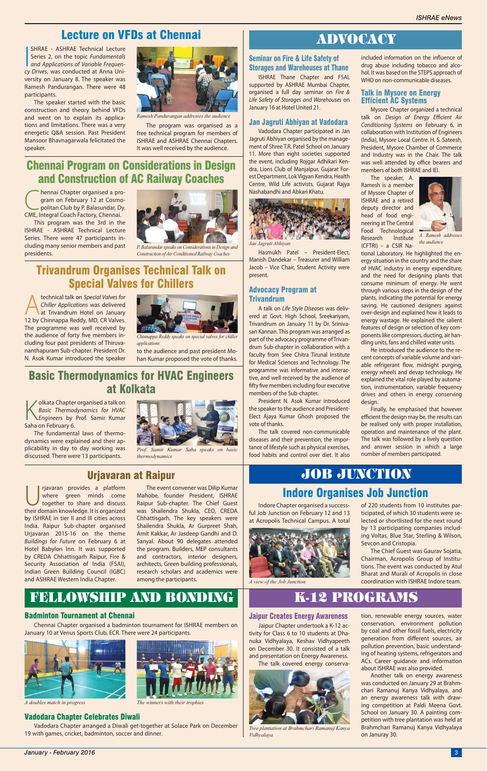## Lecture on VFDs at Chennai

ISHRAE - ASHRAE Technical Lecture Series 2, on the topic *Fundamentals and Applications of Variable Frequency Drives*, was conducted at Anna University on January 8. The speaker was Ramesh Pandurangan. There were 48 participants.

The speaker started with the basic construction and theory behind VFDs and went on to explain its applications and limitations. There was a very energetic Q&A session. Past President Mansoor Bhavnagarwala felicitated the speaker.

*Ramesh Pandurangan addresses the audience*

The program was organised as a free technical program for members of ISHRAE and ASHRAE Chennai Chapters. It was well received by the audience.

## Chennai Program on Considerations in Design and Construction of AC Railway Coaches

Chennai Chapter organised a program on February 12 at Cosmopolitan Club by P. Balasundar, Dy. CME, Integral Coach Factory, Chennai.

This program was the 3rd in the ISHRAE - ASHRAE Technical Lecture Series. There were 47 participants including many senior members and past presidents.

*P. Balasundar speaks on Considerations in Design and Construction of Air Conditioned Railway Coaches*

## Trivandrum Organises Technical Talk on Special Valves for Chillers

A technical talk on *Special Valves for Chiller Applications* was delivered at Trivandrum Hotel on January 12 by Chinnappa Reddy, MD, CR Valves. The programme was well received by the audience of forty five members including four past presidents of Thiruvananthapuram Sub-chapter. President Dr. N. Asok Kumar introduced the speaker to the audience and past president Mohan Kumar proposed the vote of thanks.

*Chinnappa Reddy speaks on special valves for chiller applications*

## Basic Thermodynamics for HVAC Engineers at Kolkata

Kolkata Chapter organised a talk on *Basic Thermodynamics for HVAC Engineers* by Prof. Samir Kumar Saha on February 6.

The fundamental laws of thermodynamics were explained and their applicability in day to day working was discussed. There were 13 participants.

*Prof. Samir Kumar Saha speaks on basic thermodynamics*

## Urjavaran at Raipur

Urjavaran provides a platform where green minds come together to share and discuss their domain knowledge. It is organized by ISHRAE in tier II and III cities across India. Raipur Sub-chapter organised Urjavaran 2015-16 on the theme *Buildings for Future* on February 6 at Hotel Babylon Inn. It was supported by CREDA Chhattisgarh Raipur, Fire & Security Association of India (FSAI), Indian Green Building Council (IGBC) and ASHRAE Western India Chapter.

The event convener was Dilip Kumar Mahobe, founder President, ISHRAE Raipur Sub-chapter. The Chief Guest was Shailendra Shukla, CEO, CREDA Chhattisgarh. The key speakers were Shailendra Shukla, Ar Gurpreet Shah, Amit Kakkar, Ar Jasdeep Gandhi and D. Sanyal. About 90 delegates attended the program. Builders, MEP consultants and contractors, interior designers, architects, Green building professionals, research scholars and academics were among the participants.

# ADVOCACY

### Seminar on Fire & Life Safety of Storages and Warehouses at Thane

ISHRAE Thane Chapter and FSAI, supported by ASHRAE Mumbai Chapter, organised a full day seminar on *Fire & Life Safety of Storages and Warehouses* on January 16 at Hotel United 21.

### Jan Jagruti Abhiyan at Vadodara

Vadodara Chapter participated in Jan Jagruti Abhiyan organised by the management of Shree T.R. Patel School on January 11. More than eight societies supported the event, including Rojgar Adhikari Kendra, Lions Club of Manjalpur, Gujarat Forest Department, Lok Vigyan Kendra, Health Centre, Wild Life activists, Gujarat Rajya Nashabandhi and Abkari Khatu.

*Jan Jagruti Abhiyan*

Hasmukh Patel – President-Elect, Manish Dandekar – Treasurer and William Jacob – Vice Chair, Student Activity were present.

### Advocacy Program at Trivandrum

A talk on *Life Style Diseases* was delivered at Govt. High School, Sreekariyam, Trivandrum on January 11 by Dr. Srinivasan Kannan. This program was arranged as part of the advocacy programme of Trivandrum Sub-chapter in collaboration with a faculty from Sree Chitra Tirunal Institute for Medical Sciences and Technology. The programme was informative and interactive, and well received by the audience of fifty five members including four executive members of the Sub-chapter.

President N. Asok Kumar introduced the speaker to the audience and President-Elect Ajaya Kumar Ghosh proposed the vote of thanks.

The talk covered non-communicable diseases and their prevention, the importance of lifestyle such as physical exercises, food habits and control over diet. It also included information on the influence of drug abuse including tobacco and alcohol. It was based on the STEPS approach of WHO on non-communicable diseases.

### Talk in Mysore on Energy Efficient AC Systems

Mysore Chapter organized a technical talk on *Design of Energy Efficient Air Conditioning Systems* on February 6, in collaboration with Institution of Engineers (India), Mysore Local Centre. H. S. Sateesh, President, Mysore Chamber of Commerce and Industry was in the Chair. The talk was well attended by office bearers and members of both ISHRAE and IEI.

The speaker, A. Ramesh is a member of Mysore Chapter of ISHRAE and a retired deputy director and head of food engineering at The Central Food Technological Research Institute (CFTRI) – a CSIR National Laboratory. He highlighted the energy situation in the country and the share of HVAC industry in energy expenditure, and the need for designing plants that consume minimum of energy. He went through various steps in the design of the plants, indicating the potential for energy saving. He cautioned designers against over-design and explained how it leads to energy wastage. He explained the salient features of design or selection of key components like compressors, ducting, air handling units, fans and chilled water units.

*A. Ramesh addresses the audience*

He introduced the audience to the recent concepts of variable volume and variable refrigerant flow, midnight purging, energy wheels and devap technology. He explained the vital role played by automation, instrumentation, variable frequency drives and others in energy conserving design.

Finally, he emphasised that however efficient the design may be, the results can be realised only with proper installation, operation and maintenance of the plant. The talk was followed by a lively question and answer session in which a large number of members participated.

# JOB JUNCTION

## Indore Organises Job Junction

Indore Chapter organised a successful Job Junction on February 12 and 13 at Acropolis Technical Campus. A total of 220 students from 10 institutes participated, of which 30 students were selected or shortlisted for the next round by 13 participating companies including Voltas, Blue Star, Sterling & Wilson, Sevcon and Cristopia.

*A view of the Job Junction*

The Chief Guest was Gaurav Sojatia, Chairman, Acropolis Group of Institutions. The event was conducted by Atul Bharat and Murali of Acropolis in close coordination with ISHRAE Indore team.

# FELLOWSHIP AND BONDING

### Badminton Tournament at Chennai

Chennai Chapter organised a badminton tournament for ISHRAE members on January 10 at Venus Sports Club, ECR. There were 24 participants.

*A doubles match in progress*

*The winners with their trophies*

### Vadodara Chapter Celebrates Diwali

Vadodara Chapter arranged a Diwali get-together at Solace Park on December 19 with games, cricket, badminton, soccer and dinner.

# K-12 PROGRAMS

### Jaipur Creates Energy Awareness

Jaipur Chapter undertook a K-12 activity for Class 6 to 10 students at Dhanuka Vidhyalaya, Keshav Vidhyapeeth on December 30. It consisted of a talk and presentation on Energy Awareness.

The talk covered energy conservation, renewable energy sources, water conservation, environment pollution by coal and other fossil fuels, electricity generation from different sources, air pollution prevention, basic understanding of heating systems, refrigerators and ACs. Career guidance and information about ISHRAE was also provided.

*Tree plantation at Brahmchari Ramanuj Kanya Vidhyalaya*

Another talk on energy awareness was conducted on January 29 at Brahmchari Ramanuj Kanya Vidhyalaya, and an energy awareness talk with drawing competition at Paldi Meena Govt. School on January 30. A painting competition with tree plantation was held at Brahmchari Ramanuj Kanya Vidhyalaya on Januray 30.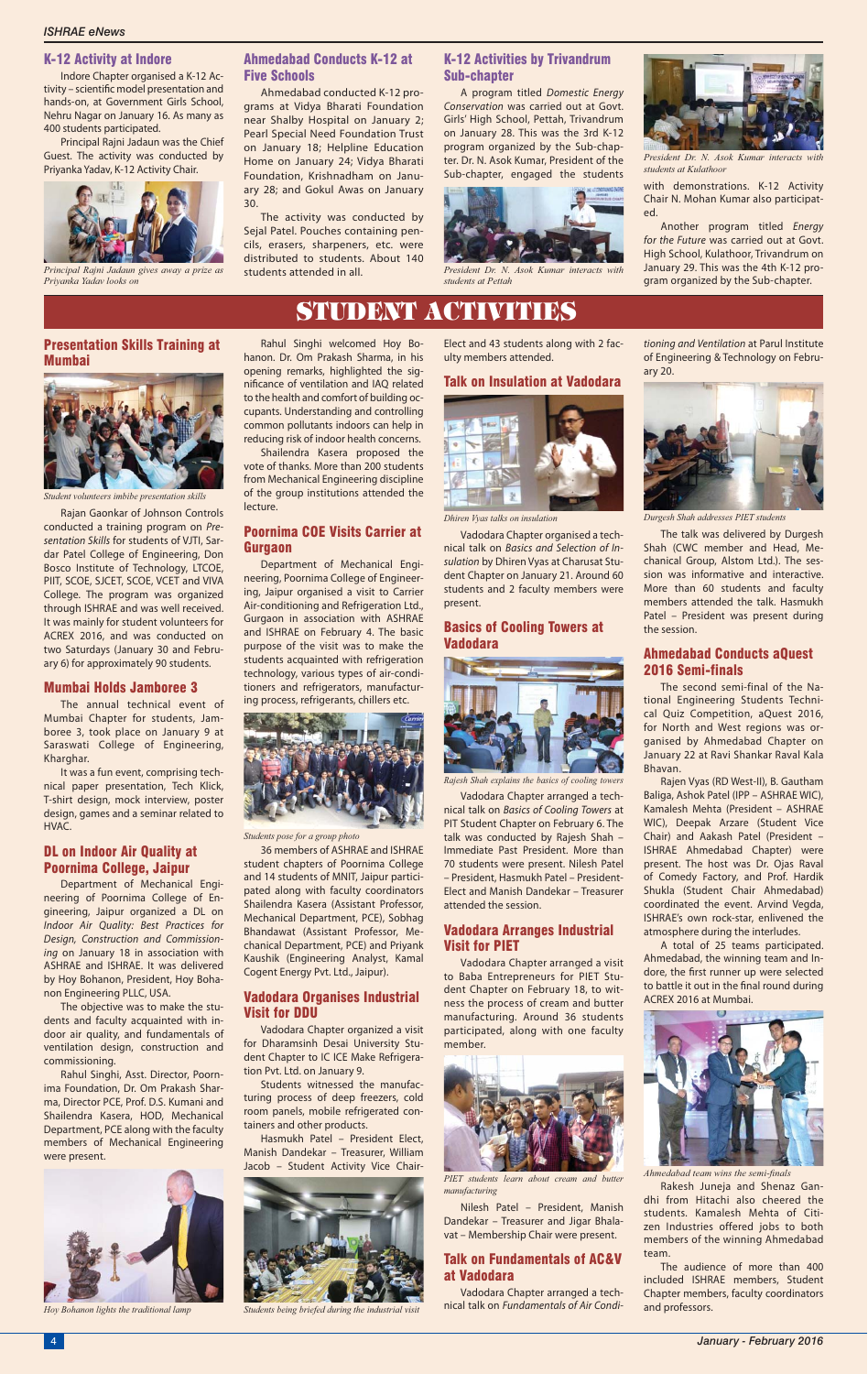## K-12 Activity at Indore

Indore Chapter organised a K-12 Activity – scientific model presentation and hands-on, at Government Girls School, Nehru Nagar on January 16. As many as 400 students participated.

Principal Rajni Jadaun was the Chief Guest. The activity was conducted by Priyanka Yadav, K-12 Activity Chair.

*Principal Rajni Jadaun gives away a prize as Priyanka Yadav looks on*

## Ahmedabad Conducts K-12 at Five Schools

Ahmedabad conducted K-12 programs at Vidya Bharati Foundation near Shalby Hospital on January 2; Pearl Special Need Foundation Trust on January 18; Helpline Education Home on January 24; Vidya Bharati Foundation, Krishnadham on January 28; and Gokul Awas on January 30.

The activity was conducted by Sejal Patel. Pouches containing pencils, erasers, sharpeners, etc. were distributed to students. About 140 students attended in all.

## K-12 Activities by Trivandrum Sub-chapter

A program titled *Domestic Energy Conservation* was carried out at Govt. Girls' High School, Pettah, Trivandrum on January 28. This was the 3rd K-12 program organized by the Sub-chapter. Dr. N. Asok Kumar, President of the Sub-chapter, engaged the students with demonstrations. K-12 Activity Chair N. Mohan Kumar also participated.

*President Dr. N. Asok Kumar interacts with students at Pettah*

*President Dr. N. Asok Kumar interacts with students at Kulathoor*

Another program titled *Energy for the Future* was carried out at Govt. High School, Kulathoor, Trivandrum on January 29. This was the 4th K-12 program organized by the Sub-chapter.

# STUDENT ACTIVITIES

## Presentation Skills Training at Mumbai

*Student volunteers imbibe presentation skills*

Rajan Gaonkar of Johnson Controls conducted a training program on *Presentation Skills* for students of VJTI, Sardar Patel College of Engineering, Don Bosco Institute of Technology, LTCOE, PIIT, SCOE, SJCET, SCOE, VCET and VIVA College. The program was organized through ISHRAE and was well received. It was mainly for student volunteers for ACREX 2016, and was conducted on two Saturdays (January 30 and February 6) for approximately 90 students.

## Mumbai Holds Jamboree 3

The annual technical event of Mumbai Chapter for students, Jamboree 3, took place on January 9 at Saraswati College of Engineering, Kharghar.

It was a fun event, comprising technical paper presentation, Tech Klick, T-shirt design, mock interview, poster design, games and a seminar related to HVAC.

## DL on Indoor Air Quality at Poornima College, Jaipur

Department of Mechanical Engineering of Poornima College of Engineering, Jaipur organized a DL on *Indoor Air Quality: Best Practices for Design, Construction and Commissioning* on January 18 in association with ASHRAE and ISHRAE. It was delivered by Hoy Bohanon, President, Hoy Bohanon Engineering PLLC, USA.

The objective was to make the students and faculty acquainted with indoor air quality, and fundamentals of ventilation design, construction and commissioning.

Rahul Singhi, Asst. Director, Poornima Foundation, Dr. Om Prakash Sharma, Director PCE, Prof. D.S. Kumani and Shailendra Kasera, HOD, Mechanical Department, PCE along with the faculty members of Mechanical Engineering were present.

*Hoy Bohanon lights the traditional lamp*

Rahul Singhi welcomed Hoy Bohanon. Dr. Om Prakash Sharma, in his opening remarks, highlighted the significance of ventilation and IAQ related to the health and comfort of building occupants. Understanding and controlling common pollutants indoors can help in reducing risk of indoor health concerns.

Shailendra Kasera proposed the vote of thanks. More than 200 students from Mechanical Engineering discipline of the group institutions attended the lecture.

## Poornima COE Visits Carrier at Gurgaon

Department of Mechanical Engineering, Poornima College of Engineering, Jaipur organised a visit to Carrier Air-conditioning and Refrigeration Ltd., Gurgaon in association with ASHRAE and ISHRAE on February 4. The basic purpose of the visit was to make the students acquainted with refrigeration technology, various types of air-conditioners and refrigerators, manufacturing process, refrigerants, chillers etc.

*Students pose for a group photo*

36 members of ASHRAE and ISHRAE student chapters of Poornima College and 14 students of MNIT, Jaipur participated along with faculty coordinators Shailendra Kasera (Assistant Professor, Mechanical Department, PCE), Sobhag Bhandawat (Assistant Professor, Mechanical Department, PCE) and Priyank Kaushik (Engineering Analyst, Kamal Cogent Energy Pvt. Ltd., Jaipur).

## Vadodara Organises Industrial Visit for DDU

Vadodara Chapter organized a visit for Dharamsinh Desai University Student Chapter to IC ICE Make Refrigeration Pvt. Ltd. on January 9.

Students witnessed the manufacturing process of deep freezers, cold room panels, mobile refrigerated containers and other products.

Hasmukh Patel – President Elect, Manish Dandekar – Treasurer, William Jacob – Student Activity Vice Chair-Elect and 43 students along with 2 faculty members attended.

*Students being briefed during the industrial visit*

## Talk on Insulation at Vadodara

*Dhiren Vyas talks on insulation*

Vadodara Chapter organised a technical talk on *Basics and Selection of Insulation* by Dhiren Vyas at Charusat Student Chapter on January 21. Around 60 students and 2 faculty members were present.

## Basics of Cooling Towers at Vadodara

*Rajesh Shah explains the basics of cooling towers*

Vadodara Chapter arranged a technical talk on *Basics of Cooling Towers* at PIT Student Chapter on February 6. The talk was conducted by Rajesh Shah – Immediate Past President. More than 70 students were present. Nilesh Patel – President, Hasmukh Patel – President-Elect and Manish Dandekar – Treasurer attended the session.

## Vadodara Arranges Industrial Visit for PIET

Vadodara Chapter arranged a visit to Baba Entrepreneurs for PIET Student Chapter on February 18, to witness the process of cream and butter manufacturing. Around 36 students participated, along with one faculty member.

*PIET students learn about cream and butter manufacturing*

Nilesh Patel – President, Manish Dandekar – Treasurer and Jigar Bhalavat – Membership Chair were present.

## Talk on Fundamentals of AC&V at Vadodara

Vadodara Chapter arranged a technical talk on *Fundamentals of Air Conditioning and Ventilation* at Parul Institute of Engineering & Technology on February 20.

*Durgesh Shah addresses PIET students*

The talk was delivered by Durgesh Shah (CWC member and Head, Mechanical Group, Alstom Ltd.). The session was informative and interactive. More than 60 students and faculty members attended the talk. Hasmukh Patel – President was present during the session.

## Ahmedabad Conducts aQuest 2016 Semi-finals

The second semi-final of the National Engineering Students Technical Quiz Competition, aQuest 2016, for North and West regions was organised by Ahmedabad Chapter on January 22 at Ravi Shankar Raval Kala Bhavan.

Rajen Vyas (RD West-II), B. Gautham Baliga, Ashok Patel (IPP – ASHRAE WIC), Kamalesh Mehta (President – ASHRAE WIC), Deepak Arzare (Student Vice Chair) and Aakash Patel (President – ISHRAE Ahmedabad Chapter) were present. The host was Dr. Ojas Raval of Comedy Factory, and Prof. Hardik Shukla (Student Chair Ahmedabad) coordinated the event. Arvind Vegda, ISHRAE's own rock-star, enlivened the atmosphere during the interludes.

A total of 25 teams participated. Ahmedabad, the winning team and Indore, the first runner up were selected to battle it out in the final round during ACREX 2016 at Mumbai.

*Ahmedabad team wins the semi-finals*

Rakesh Juneja and Shenaz Gandhi from Hitachi also cheered the students. Kamalesh Mehta of Citizen Industries offered jobs to both members of the winning Ahmedabad team.

The audience of more than 400 included ISHRAE members, Student Chapter members, faculty coordinators and professors.